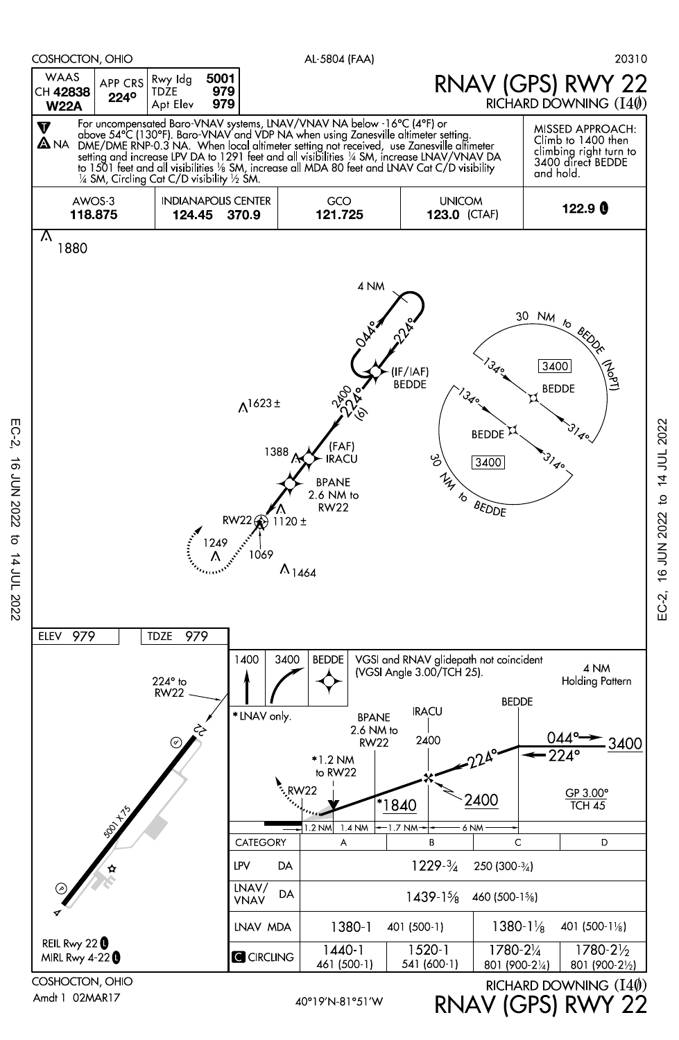COSHOCTON, OHIO — AL-5804 (FAA) — 20310

# RNAV (GPS) RWY 22

## RICHARD DOWNING (I40)

| WAAS CH 42838 W22A | APP CRS 224° | Rwy ldg 5001 | TDZE 979 | Apt Elev 979 |
|---|---|---|---|---|

For uncompensated Baro-VNAV systems, LNAV/VNAV NA below -16°C (4°F) or above 54°C (130°F). Baro-VNAV and VDP NA when using Zanesville altimeter setting. DME/DME RNP-0.3 NA. When local altimeter setting not received, use Zanesville altimeter setting and increase LPV DA to 1291 feet and all visibilities ¼ SM, increase LNAV/VNAV DA to 1501 feet and all visibilities ⅛ SM, increase all MDA 80 feet and LNAV Cat C/D visibility ¼ SM, Circling Cat C/D visibility ½ SM.

**MISSED APPROACH:** Climb to 1400 then climbing right turn to 3400 direct BEDDE and hold.

| AWOS-3 | INDIANAPOLIS CENTER | GCO | UNICOM | |
|---|---|---|---|---|
| 118.875 | 124.45 370.9 | 121.725 | 123.0 (CTAF) | 122.9 |

Plan view: 1880; 4 NM; 044°; 224°; (IF/IAF) BEDDE; 2400 224° (6); 1623±; 1388; (FAF) IRACU; BPANE 2.6 NM to RW22; RW22; 1120±; 1249; 1069; 1464; 30 NM to BEDDE (NoPT); 134°; 3400; BEDDE; 314°; 30 NM to BEDDE; 3400.

ELEV 979 — TDZE 979

Airport diagram: 224° to RW22; 5001 X 75; REIL Rwy 22; MIRL Rwy 4-22

Profile: 1400 — 3400 — BEDDE. VGSI and RNAV glidepath not coincident (VGSI Angle 3.00/TCH 25). 4 NM Holding Pattern. *LNAV only. BEDDE; 044°; 224°; 3400. BPANE 2.6 NM to RW22; IRACU 2400; *1.2 NM to RW22; 224°; RW22; *1840; 2400; GP 3.00° TCH 45. 1.2 NM | 1.4 NM | 1.7 NM | 6 NM

| CATEGORY | A | B | C | D |
|---|---|---|---|---|
| LPV DA | 1229-¾ 250 (300-¾) | | | |
| LNAV/VNAV DA | 1439-1⅝ 460 (500-1⅝) | | | |
| LNAV MDA | 1380-1 401 (500-1) | | 1380-1⅛ 401 (500-1⅛) | |
| CIRCLING | 1440-1 461 (500-1) | 1520-1 541 (600-1) | 1780-2¼ 801 (900-2¼) | 1780-2½ 801 (900-2½) |

COSHOCTON, OHIO — Amdt 1 02MAR17 — 40°19′N-81°51′W — RICHARD DOWNING (I40) RNAV (GPS) RWY 22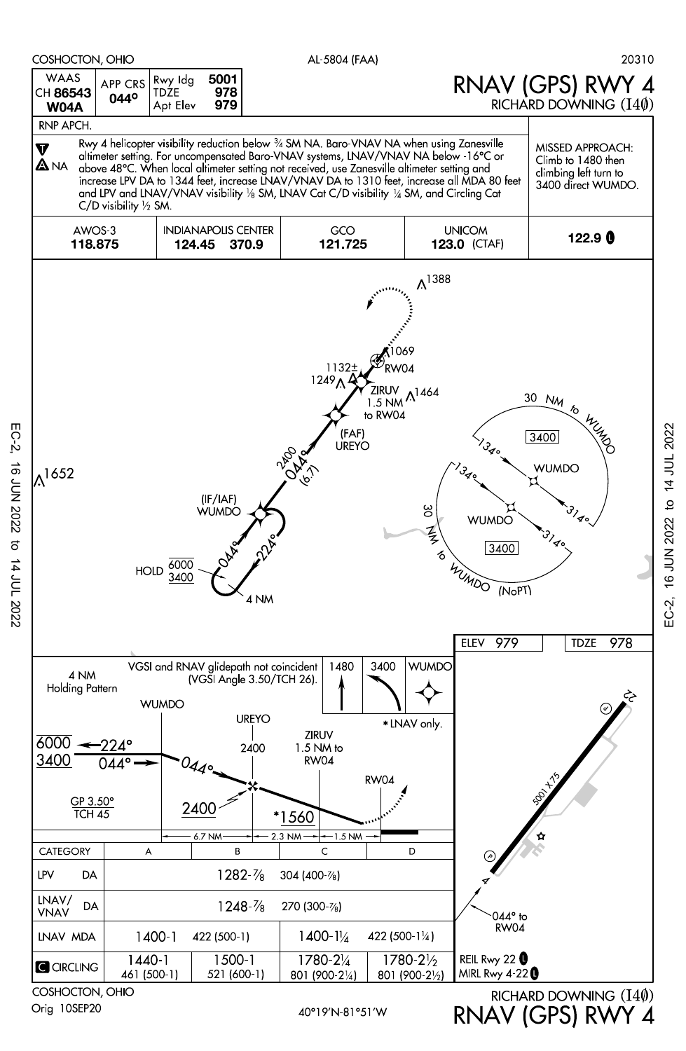COSHOCTON, OHIO

AL-5804 (FAA)

20310

| WAAS CH 86543 W04A | APP CRS 044° | Rwy ldg 5001 TDZE 978 Apt Elev 979 |
|---|---|---|

# RNAV (GPS) RWY 4

RICHARD DOWNING (I40)

RNP APCH.

Rwy 4 helicopter visibility reduction below ¾ SM NA. Baro-VNAV NA when using Zanesville altimeter setting. For uncompensated Baro-VNAV systems, LNAV/VNAV NA below -16°C or above 48°C. When local altimeter setting not received, use Zanesville altimeter setting and increase LPV DA to 1344 feet, increase LNAV/VNAV DA to 1310 feet, increase all MDA 80 feet and LPV and LNAV/VNAV visibility ⅛ SM, LNAV Cat C/D visibility ¼ SM, and Circling Cat C/D visibility ½ SM.

A NA

MISSED APPROACH: Climb to 1480 then climbing left turn to 3400 direct WUMDO.

| AWOS-3 | INDIANAPOLIS CENTER | GCO | UNICOM | |
|---|---|---|---|---|
| 118.875 | 124.45 370.9 | 121.725 | 123.0 (CTAF) | 122.9 L |

1388
1069
RW04
1132±
1249
ZIRUV 1.5 NM to RW04
1464
(FAF) UREYO
2400
044° (6.7)
1652
(IF/IAF) WUMDO
044°
224°
HOLD 6000 3400
4 NM
30 NM to WUMDO
3400
134°
WUMDO
314°
134°
WUMDO
314°
3400
30 NM to WUMDO (NoPT)

ELEV 979 TDZE 978

4 NM Holding Pattern
VGSI and RNAV glidepath not coincident (VGSI Angle 3.50/TCH 26).
1480
3400
WUMDO
* LNAV only.
WUMDO
UREYO
2400
ZIRUV 1.5 NM to RW04
RW04
6000
3400
224°
044°
044°
GP 3.50°
TCH 45
2400
*1560
6.7 NM
2.3 NM
1.5 NM

22
5001 X 75
4
044° to RW04

| CATEGORY | A | B | C | D |
|---|---|---|---|---|
| LPV DA | 1282-⅞ 304 (400-⅞) | | | |
| LNAV/VNAV DA | 1248-⅞ 270 (300-⅞) | | | |
| LNAV MDA | 1400-1 422 (500-1) | | 1400-1¼ 422 (500-1¼) | |
| CIRCLING | 1440-1 461 (500-1) | 1500-1 521 (600-1) | 1780-2¼ 801 (900-2¼) | 1780-2½ 801 (900-2½) |

REIL Rwy 22 L
MIRL Rwy 4-22 L

COSHOCTON, OHIO
Orig 10SEP20

40°19'N-81°51'W

RICHARD DOWNING (I40)
RNAV (GPS) RWY 4